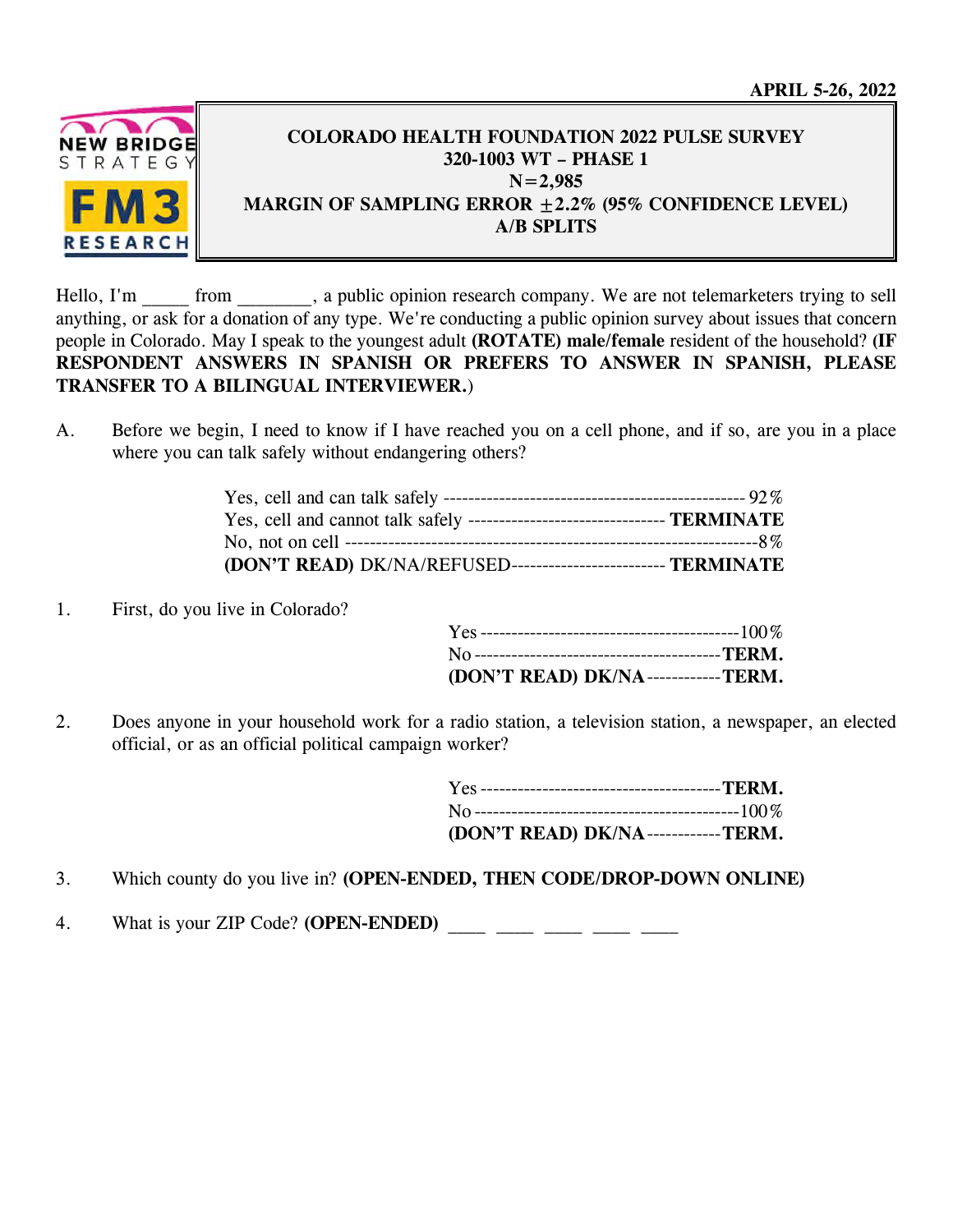APRIL 5-26, 2022

NEW BRIDGE STRATEGY

FM3 RESEARCH

**COLORADO HEALTH FOUNDATION 2022 PULSE SURVEY**
**320-1003 WT – PHASE 1**
**N=2,985**
**MARGIN OF SAMPLING ERROR ±2.2% (95% CONFIDENCE LEVEL)**
**A/B SPLITS**

Hello, I'm _____ from ________, a public opinion research company. We are not telemarketers trying to sell anything, or ask for a donation of any type. We're conducting a public opinion survey about issues that concern people in Colorado. May I speak to the youngest adult **(ROTATE) male/female** resident of the household? **(IF RESPONDENT ANSWERS IN SPANISH OR PREFERS TO ANSWER IN SPANISH, PLEASE TRANSFER TO A BILINGUAL INTERVIEWER.)**

A. Before we begin, I need to know if I have reached you on a cell phone, and if so, are you in a place where you can talk safely without endangering others?

| | |
|---|---|
| Yes, cell and can talk safely | 92% |
| Yes, cell and cannot talk safely | **TERMINATE** |
| No, not on cell | 8% |
| **(DON'T READ)** DK/NA/REFUSED | **TERMINATE** |

1. First, do you live in Colorado?

| | |
|---|---|
| Yes | 100% |
| No | **TERM.** |
| **(DON'T READ) DK/NA** | **TERM.** |

2. Does anyone in your household work for a radio station, a television station, a newspaper, an elected official, or as an official political campaign worker?

| | |
|---|---|
| Yes | **TERM.** |
| No | 100% |
| **(DON'T READ) DK/NA** | **TERM.** |

3. Which county do you live in? **(OPEN-ENDED, THEN CODE/DROP-DOWN ONLINE)**

4. What is your ZIP Code? **(OPEN-ENDED)** ____ ____ ____ ____ ____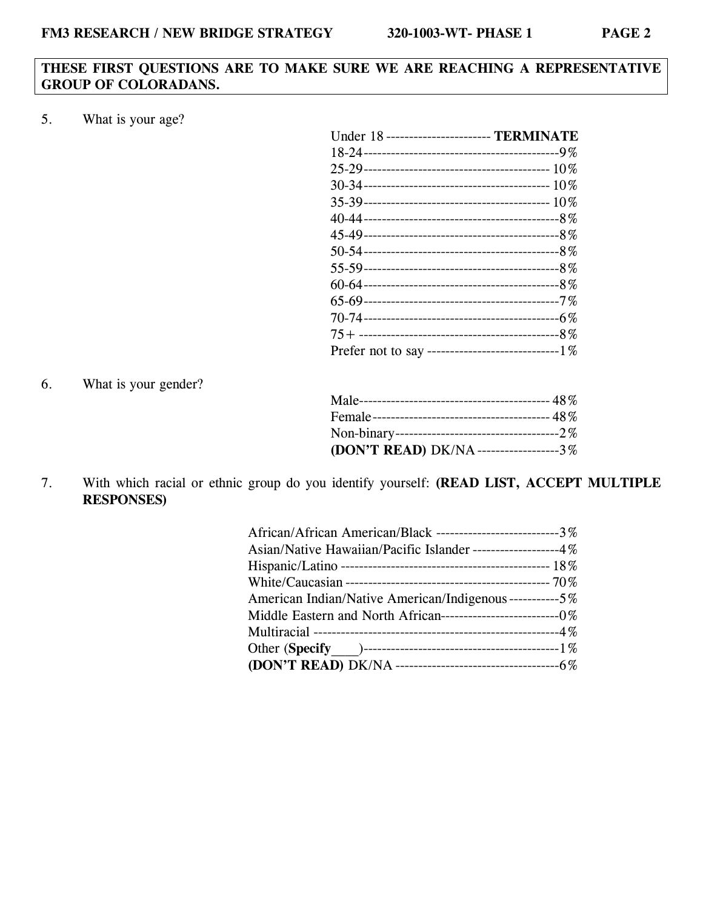**THESE FIRST QUESTIONS ARE TO MAKE SURE WE ARE REACHING A REPRESENTATIVE GROUP OF COLORADANS.**

5. What is your age?

| | |
|---|---|
| Under 18 | **TERMINATE** |
| 18-24 | 9% |
| 25-29 | 10% |
| 30-34 | 10% |
| 35-39 | 10% |
| 40-44 | 8% |
| 45-49 | 8% |
| 50-54 | 8% |
| 55-59 | 8% |
| 60-64 | 8% |
| 65-69 | 7% |
| 70-74 | 6% |
| 75+ | 8% |
| Prefer not to say | 1% |

6. What is your gender?

| | |
|---|---|
| Male | 48% |
| Female | 48% |
| Non-binary | 2% |
| **(DON'T READ)** DK/NA | 3% |

7. With which racial or ethnic group do you identify yourself: **(READ LIST, ACCEPT MULTIPLE RESPONSES)**

| | |
|---|---|
| African/African American/Black | 3% |
| Asian/Native Hawaiian/Pacific Islander | 4% |
| Hispanic/Latino | 18% |
| White/Caucasian | 70% |
| American Indian/Native American/Indigenous | 5% |
| Middle Eastern and North African | 0% |
| Multiracial | 4% |
| Other (**Specify**____) | 1% |
| **(DON'T READ)** DK/NA | 6% |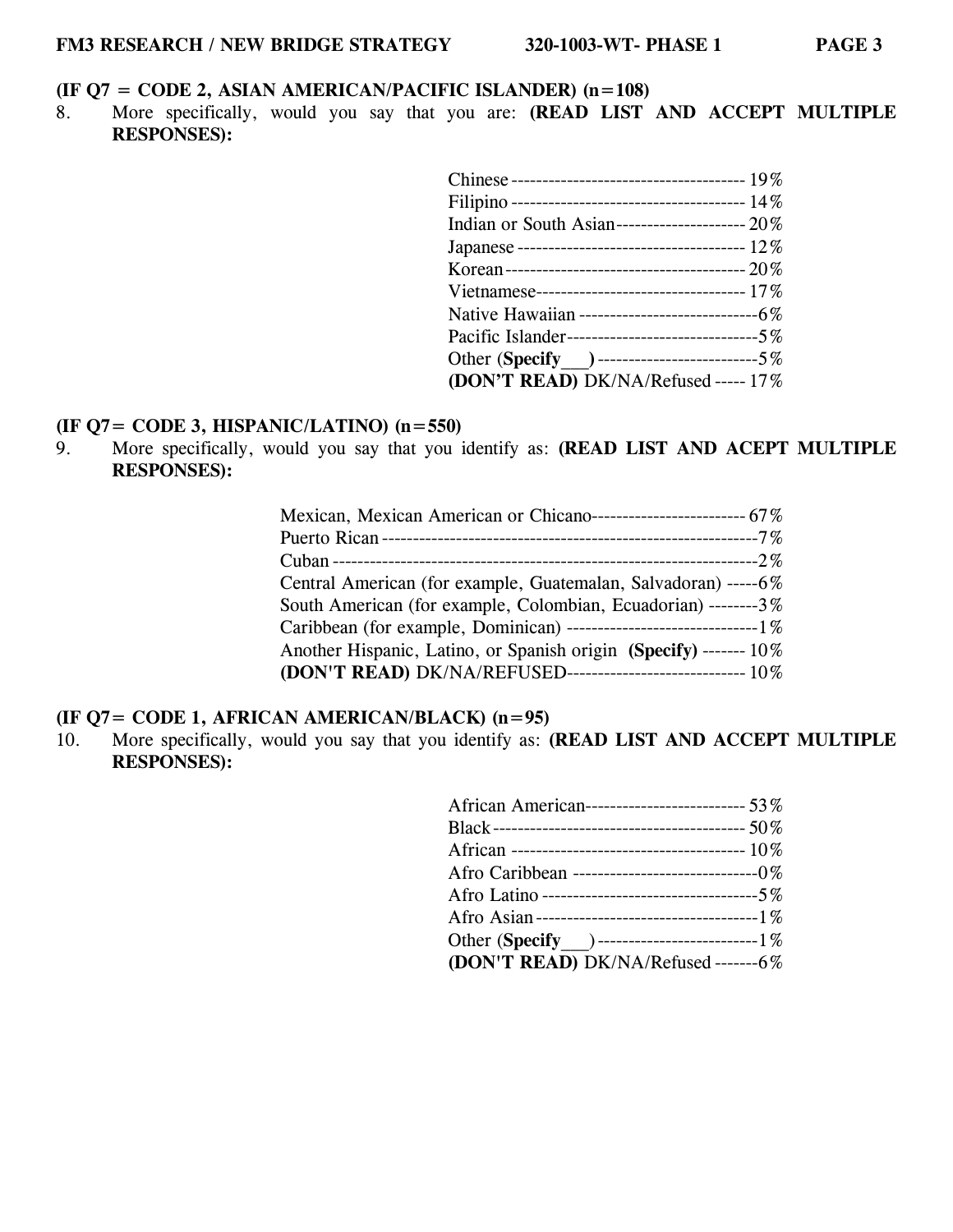**(IF Q7 = CODE 2, ASIAN AMERICAN/PACIFIC ISLANDER) (n=108)**

8. More specifically, would you say that you are: **(READ LIST AND ACCEPT MULTIPLE RESPONSES):**

| | |
|---|---|
| Chinese | 19% |
| Filipino | 14% |
| Indian or South Asian | 20% |
| Japanese | 12% |
| Korean | 20% |
| Vietnamese | 17% |
| Native Hawaiian | 6% |
| Pacific Islander | 5% |
| Other (**Specify**___) | 5% |
| **(DON'T READ)** DK/NA/Refused | 17% |

**(IF Q7= CODE 3, HISPANIC/LATINO) (n=550)**

9. More specifically, would you say that you identify as: **(READ LIST AND ACEPT MULTIPLE RESPONSES):**

| | |
|---|---|
| Mexican, Mexican American or Chicano | 67% |
| Puerto Rican | 7% |
| Cuban | 2% |
| Central American (for example, Guatemalan, Salvadoran) | 6% |
| South American (for example, Colombian, Ecuadorian) | 3% |
| Caribbean (for example, Dominican) | 1% |
| Another Hispanic, Latino, or Spanish origin **(Specify)** | 10% |
| **(DON'T READ)** DK/NA/REFUSED | 10% |

**(IF Q7= CODE 1, AFRICAN AMERICAN/BLACK) (n=95)**

10. More specifically, would you say that you identify as: **(READ LIST AND ACCEPT MULTIPLE RESPONSES):**

| | |
|---|---|
| African American | 53% |
| Black | 50% |
| African | 10% |
| Afro Caribbean | 0% |
| Afro Latino | 5% |
| Afro Asian | 1% |
| Other (**Specify**___) | 1% |
| **(DON'T READ)** DK/NA/Refused | 6% |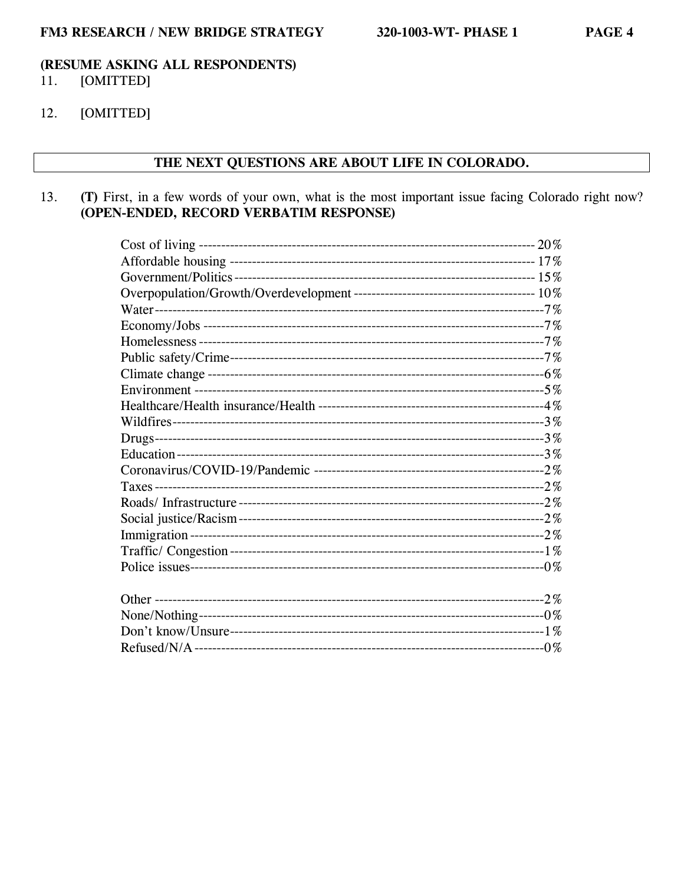**(RESUME ASKING ALL RESPONDENTS)**

11. [OMITTED]

12. [OMITTED]

**THE NEXT QUESTIONS ARE ABOUT LIFE IN COLORADO.**

13. **(T)** First, in a few words of your own, what is the most important issue facing Colorado right now? **(OPEN-ENDED, RECORD VERBATIM RESPONSE)**

| Response | % |
|---|---|
| Cost of living | 20% |
| Affordable housing | 17% |
| Government/Politics | 15% |
| Overpopulation/Growth/Overdevelopment | 10% |
| Water | 7% |
| Economy/Jobs | 7% |
| Homelessness | 7% |
| Public safety/Crime | 7% |
| Climate change | 6% |
| Environment | 5% |
| Healthcare/Health insurance/Health | 4% |
| Wildfires | 3% |
| Drugs | 3% |
| Education | 3% |
| Coronavirus/COVID-19/Pandemic | 2% |
| Taxes | 2% |
| Roads/ Infrastructure | 2% |
| Social justice/Racism | 2% |
| Immigration | 2% |
| Traffic/ Congestion | 1% |
| Police issues | 0% |
| | |
| Other | 2% |
| None/Nothing | 0% |
| Don't know/Unsure | 1% |
| Refused/N/A | 0% |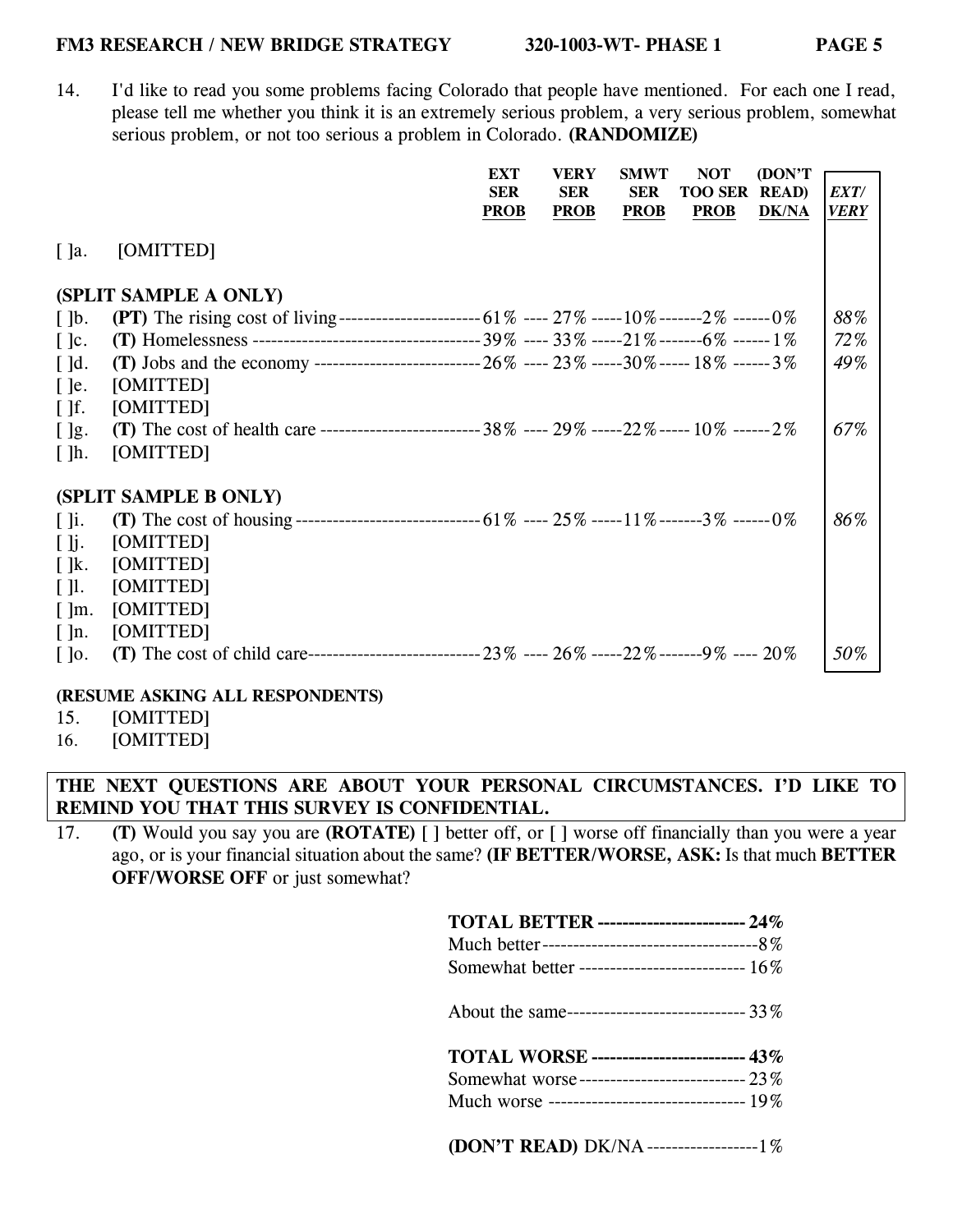14. I'd like to read you some problems facing Colorado that people have mentioned. For each one I read, please tell me whether you think it is an extremely serious problem, a very serious problem, somewhat serious problem, or not too serious a problem in Colorado. **(RANDOMIZE)**

| | | EXT SER PROB | VERY SER PROB | SMWT SER PROB | NOT TOO SER PROB | (DON'T READ) DK/NA | *EXT/ VERY* |
|---|---|---|---|---|---|---|---|
| [ ]a. | [OMITTED] | | | | | | |
| **(SPLIT SAMPLE A ONLY)** | | | | | | | |
| [ ]b. | **(PT)** The rising cost of living | 61% | 27% | 10% | 2% | 0% | *88%* |
| [ ]c. | **(T)** Homelessness | 39% | 33% | 21% | 6% | 1% | *72%* |
| [ ]d. | **(T)** Jobs and the economy | 26% | 23% | 30% | 18% | 3% | *49%* |
| [ ]e. | [OMITTED] | | | | | | |
| [ ]f. | [OMITTED] | | | | | | |
| [ ]g. | **(T)** The cost of health care | 38% | 29% | 22% | 10% | 2% | *67%* |
| [ ]h. | [OMITTED] | | | | | | |
| **(SPLIT SAMPLE B ONLY)** | | | | | | | |
| [ ]i. | **(T)** The cost of housing | 61% | 25% | 11% | 3% | 0% | *86%* |
| [ ]j. | [OMITTED] | | | | | | |
| [ ]k. | [OMITTED] | | | | | | |
| [ ]l. | [OMITTED] | | | | | | |
| [ ]m. | [OMITTED] | | | | | | |
| [ ]n. | [OMITTED] | | | | | | |
| [ ]o. | **(T)** The cost of child care | 23% | 26% | 22% | 9% | 20% | *50%* |

**(RESUME ASKING ALL RESPONDENTS)**

15. [OMITTED]

16. [OMITTED]

**THE NEXT QUESTIONS ARE ABOUT YOUR PERSONAL CIRCUMSTANCES. I'D LIKE TO REMIND YOU THAT THIS SURVEY IS CONFIDENTIAL.**

17. **(T)** Would you say you are **(ROTATE)** [ ] better off, or [ ] worse off financially than you were a year ago, or is your financial situation about the same? **(IF BETTER/WORSE, ASK:** Is that much **BETTER OFF/WORSE OFF** or just somewhat?

| | |
|---|---|
| **TOTAL BETTER** | **24%** |
| Much better | 8% |
| Somewhat better | 16% |
| About the same | 33% |
| **TOTAL WORSE** | **43%** |
| Somewhat worse | 23% |
| Much worse | 19% |
| **(DON'T READ)** DK/NA | 1% |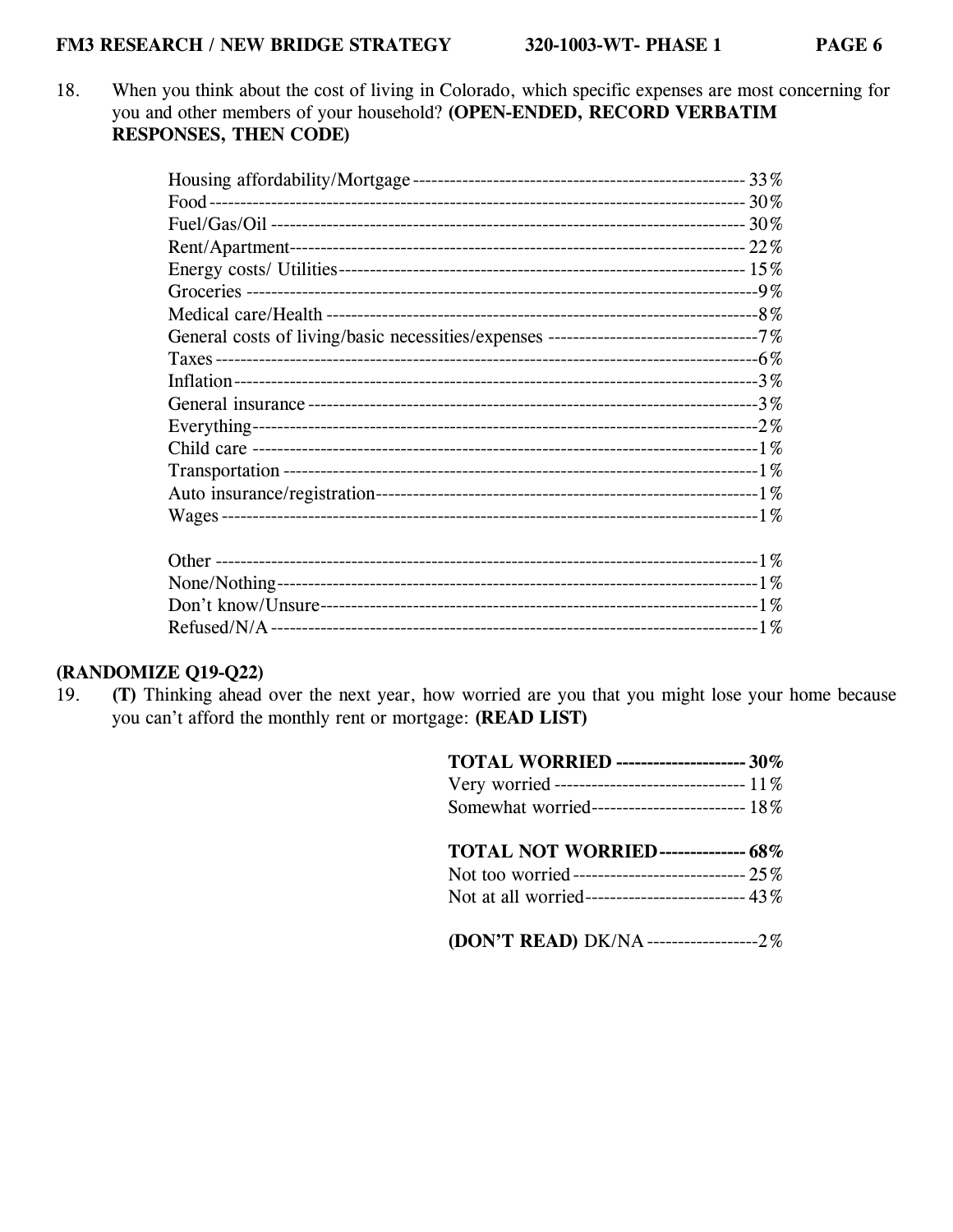18. When you think about the cost of living in Colorado, which specific expenses are most concerning for you and other members of your household? **(OPEN-ENDED, RECORD VERBATIM RESPONSES, THEN CODE)**

| Response | % |
|---|---|
| Housing affordability/Mortgage | 33% |
| Food | 30% |
| Fuel/Gas/Oil | 30% |
| Rent/Apartment | 22% |
| Energy costs/ Utilities | 15% |
| Groceries | 9% |
| Medical care/Health | 8% |
| General costs of living/basic necessities/expenses | 7% |
| Taxes | 6% |
| Inflation | 3% |
| General insurance | 3% |
| Everything | 2% |
| Child care | 1% |
| Transportation | 1% |
| Auto insurance/registration | 1% |
| Wages | 1% |
| | |
| Other | 1% |
| None/Nothing | 1% |
| Don't know/Unsure | 1% |
| Refused/N/A | 1% |

**(RANDOMIZE Q19-Q22)**

19. **(T)** Thinking ahead over the next year, how worried are you that you might lose your home because you can't afford the monthly rent or mortgage: **(READ LIST)**

| Response | % |
|---|---|
| **TOTAL WORRIED** | **30%** |
| Very worried | 11% |
| Somewhat worried | 18% |
| | |
| **TOTAL NOT WORRIED** | **68%** |
| Not too worried | 25% |
| Not at all worried | 43% |
| | |
| **(DON'T READ)** DK/NA | 2% |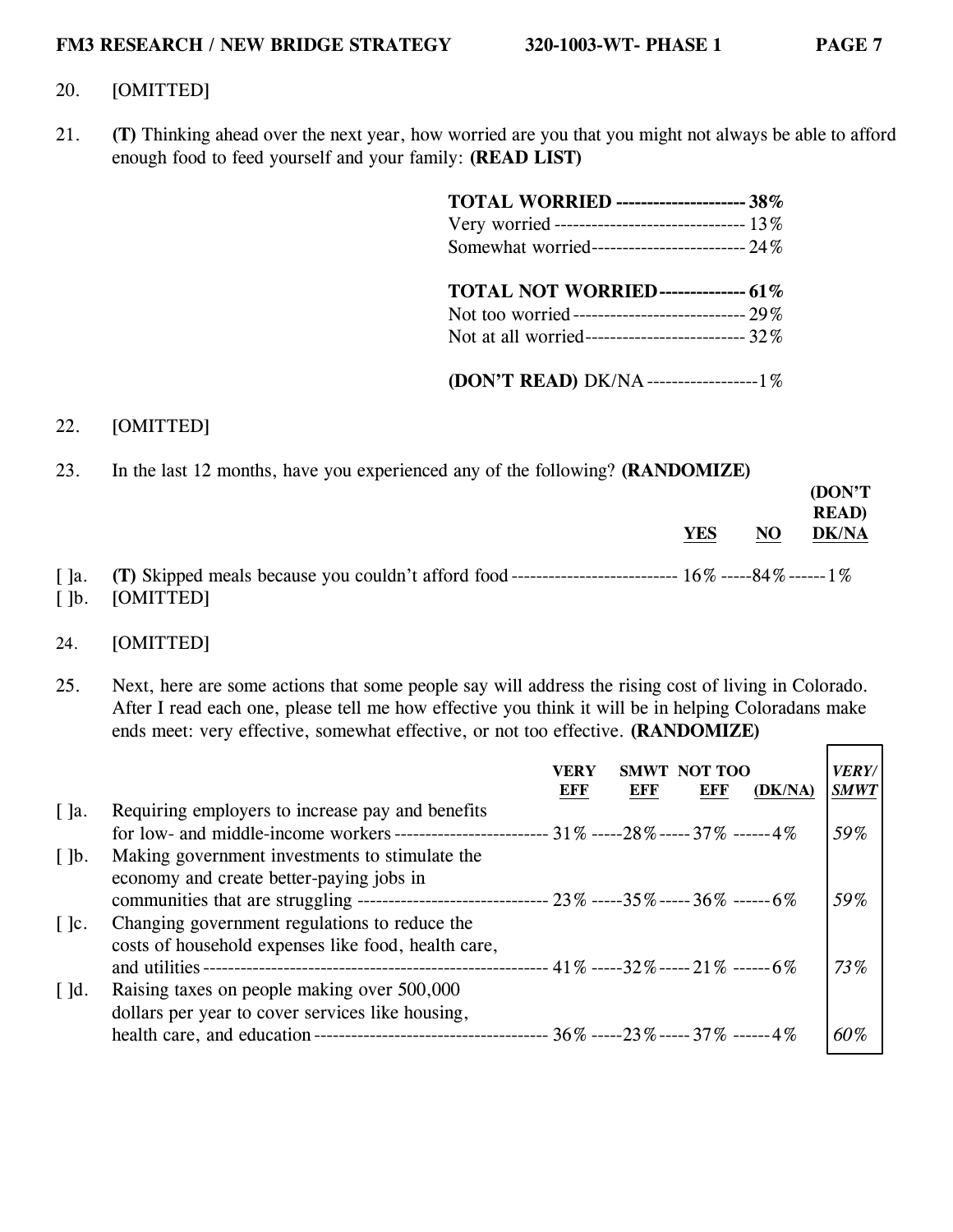20. [OMITTED]

21. **(T)** Thinking ahead over the next year, how worried are you that you might not always be able to afford enough food to feed yourself and your family: **(READ LIST)**

| | |
|---|---|
| **TOTAL WORRIED** | **38%** |
| Very worried | 13% |
| Somewhat worried | 24% |
| **TOTAL NOT WORRIED** | **61%** |
| Not too worried | 29% |
| Not at all worried | 32% |
| **(DON'T READ)** DK/NA | 1% |

22. [OMITTED]

23. In the last 12 months, have you experienced any of the following? **(RANDOMIZE)**

| | | YES | NO | (DON'T READ) DK/NA |
|---|---|---|---|---|
| [ ]a. | **(T)** Skipped meals because you couldn't afford food | 16% | 84% | 1% |
| [ ]b. | [OMITTED] | | | |

24. [OMITTED]

25. Next, here are some actions that some people say will address the rising cost of living in Colorado. After I read each one, please tell me how effective you think it will be in helping Coloradans make ends meet: very effective, somewhat effective, or not too effective. **(RANDOMIZE)**

| | | VERY EFF | SMWT EFF | NOT TOO EFF | (DK/NA) | *VERY/ SMWT* |
|---|---|---|---|---|---|---|
| [ ]a. | Requiring employers to increase pay and benefits for low- and middle-income workers | 31% | 28% | 37% | 4% | *59%* |
| [ ]b. | Making government investments to stimulate the economy and create better-paying jobs in communities that are struggling | 23% | 35% | 36% | 6% | *59%* |
| [ ]c. | Changing government regulations to reduce the costs of household expenses like food, health care, and utilities | 41% | 32% | 21% | 6% | *73%* |
| [ ]d. | Raising taxes on people making over 500,000 dollars per year to cover services like housing, health care, and education | 36% | 23% | 37% | 4% | *60%* |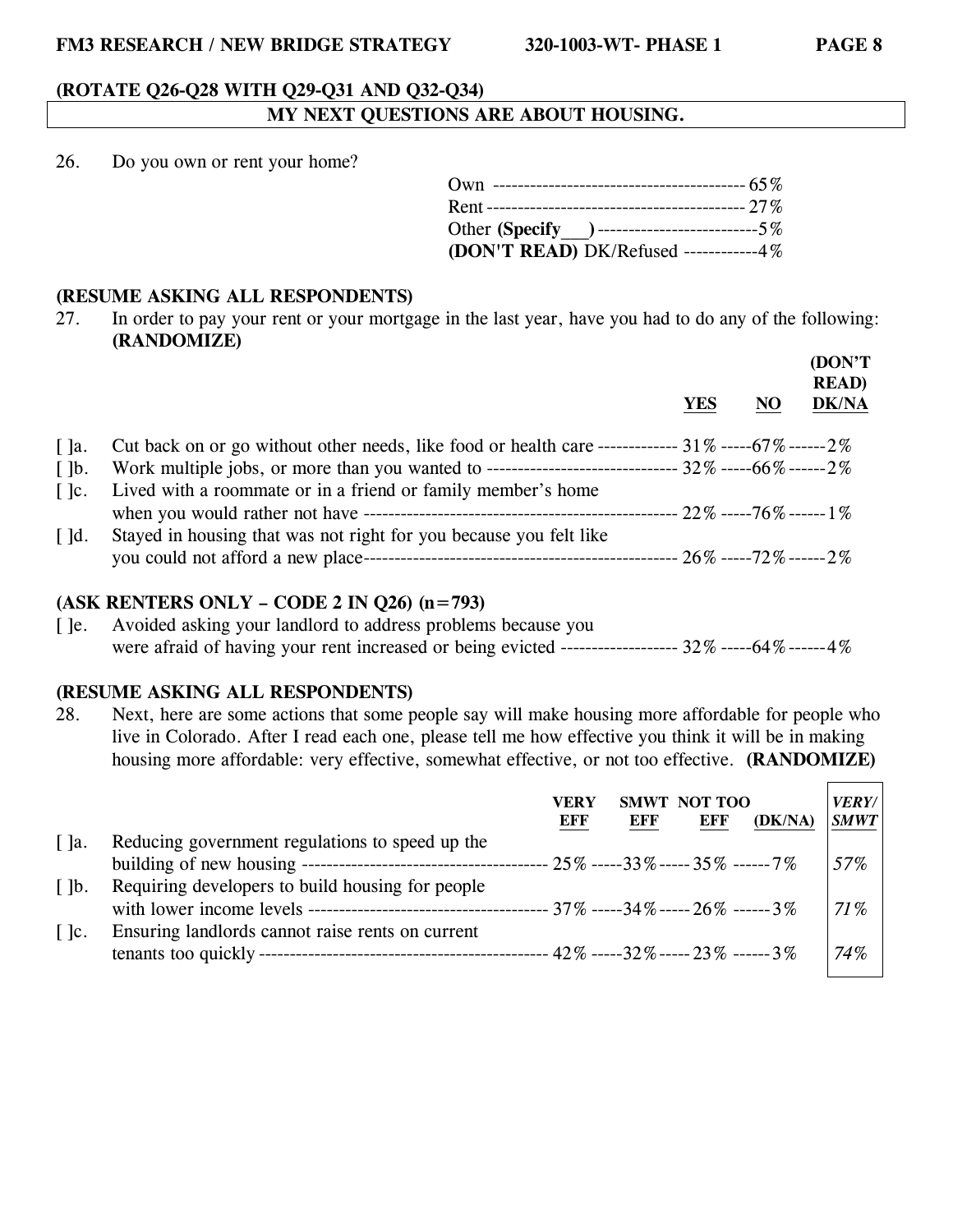**(ROTATE Q26-Q28 WITH Q29-Q31 AND Q32-Q34)**

**MY NEXT QUESTIONS ARE ABOUT HOUSING.**

26. Do you own or rent your home?

| | |
|---|---|
| Own | 65% |
| Rent | 27% |
| Other **(Specify___)** | 5% |
| **(DON'T READ)** DK/Refused | 4% |

**(RESUME ASKING ALL RESPONDENTS)**

27. In order to pay your rent or your mortgage in the last year, have you had to do any of the following: **(RANDOMIZE)**

| | | YES | NO | (DON'T READ) DK/NA |
|---|---|---|---|---|
| [ ]a. | Cut back on or go without other needs, like food or health care | 31% | 67% | 2% |
| [ ]b. | Work multiple jobs, or more than you wanted to | 32% | 66% | 2% |
| [ ]c. | Lived with a roommate or in a friend or family member's home when you would rather not have | 22% | 76% | 1% |
| [ ]d. | Stayed in housing that was not right for you because you felt like you could not afford a new place | 26% | 72% | 2% |

**(ASK RENTERS ONLY – CODE 2 IN Q26) (n=793)**

| | | YES | NO | (DON'T READ) DK/NA |
|---|---|---|---|---|
| [ ]e. | Avoided asking your landlord to address problems because you were afraid of having your rent increased or being evicted | 32% | 64% | 4% |

**(RESUME ASKING ALL RESPONDENTS)**

28. Next, here are some actions that some people say will make housing more affordable for people who live in Colorado. After I read each one, please tell me how effective you think it will be in making housing more affordable: very effective, somewhat effective, or not too effective. **(RANDOMIZE)**

| | | VERY EFF | SMWT EFF | NOT TOO EFF | (DK/NA) | *VERY/ SMWT* |
|---|---|---|---|---|---|---|
| [ ]a. | Reducing government regulations to speed up the building of new housing | 25% | 33% | 35% | 7% | *57%* |
| [ ]b. | Requiring developers to build housing for people with lower income levels | 37% | 34% | 26% | 3% | *71%* |
| [ ]c. | Ensuring landlords cannot raise rents on current tenants too quickly | 42% | 32% | 23% | 3% | *74%* |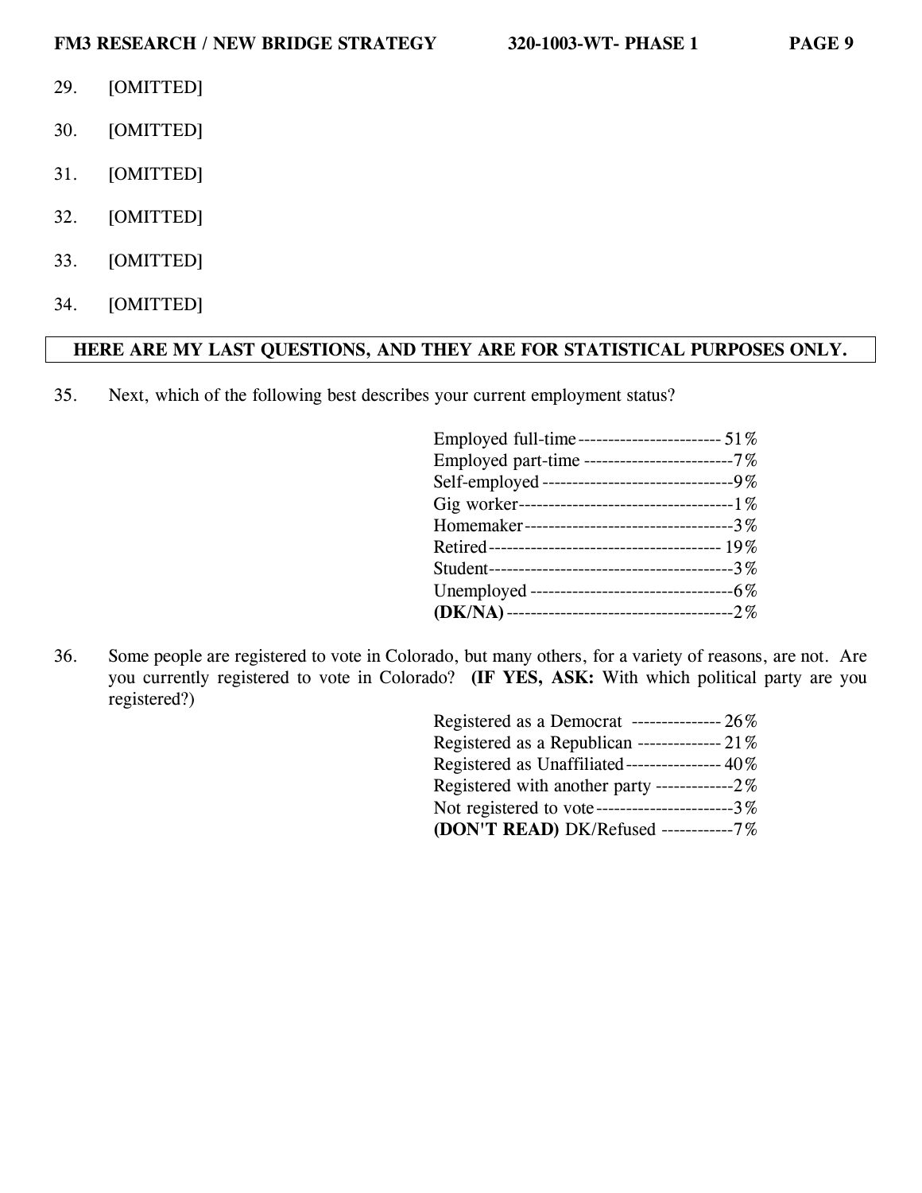29. [OMITTED]

30. [OMITTED]

31. [OMITTED]

32. [OMITTED]

33. [OMITTED]

34. [OMITTED]

**HERE ARE MY LAST QUESTIONS, AND THEY ARE FOR STATISTICAL PURPOSES ONLY.**

35. Next, which of the following best describes your current employment status?

| | |
|---|---|
| Employed full-time | 51% |
| Employed part-time | 7% |
| Self-employed | 9% |
| Gig worker | 1% |
| Homemaker | 3% |
| Retired | 19% |
| Student | 3% |
| Unemployed | 6% |
| **(DK/NA)** | 2% |

36. Some people are registered to vote in Colorado, but many others, for a variety of reasons, are not. Are you currently registered to vote in Colorado? **(IF YES, ASK:** With which political party are you registered?)

| | |
|---|---|
| Registered as a Democrat | 26% |
| Registered as a Republican | 21% |
| Registered as Unaffiliated | 40% |
| Registered with another party | 2% |
| Not registered to vote | 3% |
| **(DON'T READ)** DK/Refused | 7% |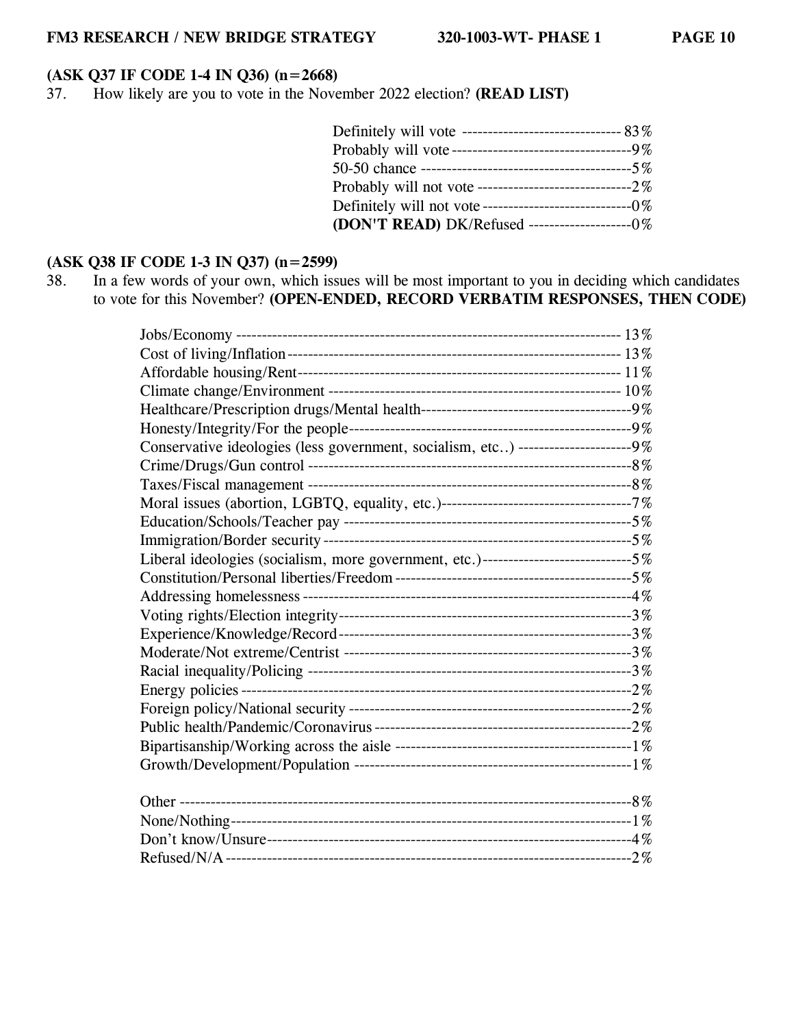**(ASK Q37 IF CODE 1-4 IN Q36) (n=2668)**

37. How likely are you to vote in the November 2022 election? **(READ LIST)**

| Response | % |
|---|---|
| Definitely will vote | 83% |
| Probably will vote | 9% |
| 50-50 chance | 5% |
| Probably will not vote | 2% |
| Definitely will not vote | 0% |
| **(DON'T READ)** DK/Refused | 0% |

**(ASK Q38 IF CODE 1-3 IN Q37) (n=2599)**

38. In a few words of your own, which issues will be most important to you in deciding which candidates to vote for this November? **(OPEN-ENDED, RECORD VERBATIM RESPONSES, THEN CODE)**

| Response | % |
|---|---|
| Jobs/Economy | 13% |
| Cost of living/Inflation | 13% |
| Affordable housing/Rent | 11% |
| Climate change/Environment | 10% |
| Healthcare/Prescription drugs/Mental health | 9% |
| Honesty/Integrity/For the people | 9% |
| Conservative ideologies (less government, socialism, etc..) | 9% |
| Crime/Drugs/Gun control | 8% |
| Taxes/Fiscal management | 8% |
| Moral issues (abortion, LGBTQ, equality, etc.) | 7% |
| Education/Schools/Teacher pay | 5% |
| Immigration/Border security | 5% |
| Liberal ideologies (socialism, more government, etc.) | 5% |
| Constitution/Personal liberties/Freedom | 5% |
| Addressing homelessness | 4% |
| Voting rights/Election integrity | 3% |
| Experience/Knowledge/Record | 3% |
| Moderate/Not extreme/Centrist | 3% |
| Racial inequality/Policing | 3% |
| Energy policies | 2% |
| Foreign policy/National security | 2% |
| Public health/Pandemic/Coronavirus | 2% |
| Bipartisanship/Working across the aisle | 1% |
| Growth/Development/Population | 1% |
| Other | 8% |
| None/Nothing | 1% |
| Don't know/Unsure | 4% |
| Refused/N/A | 2% |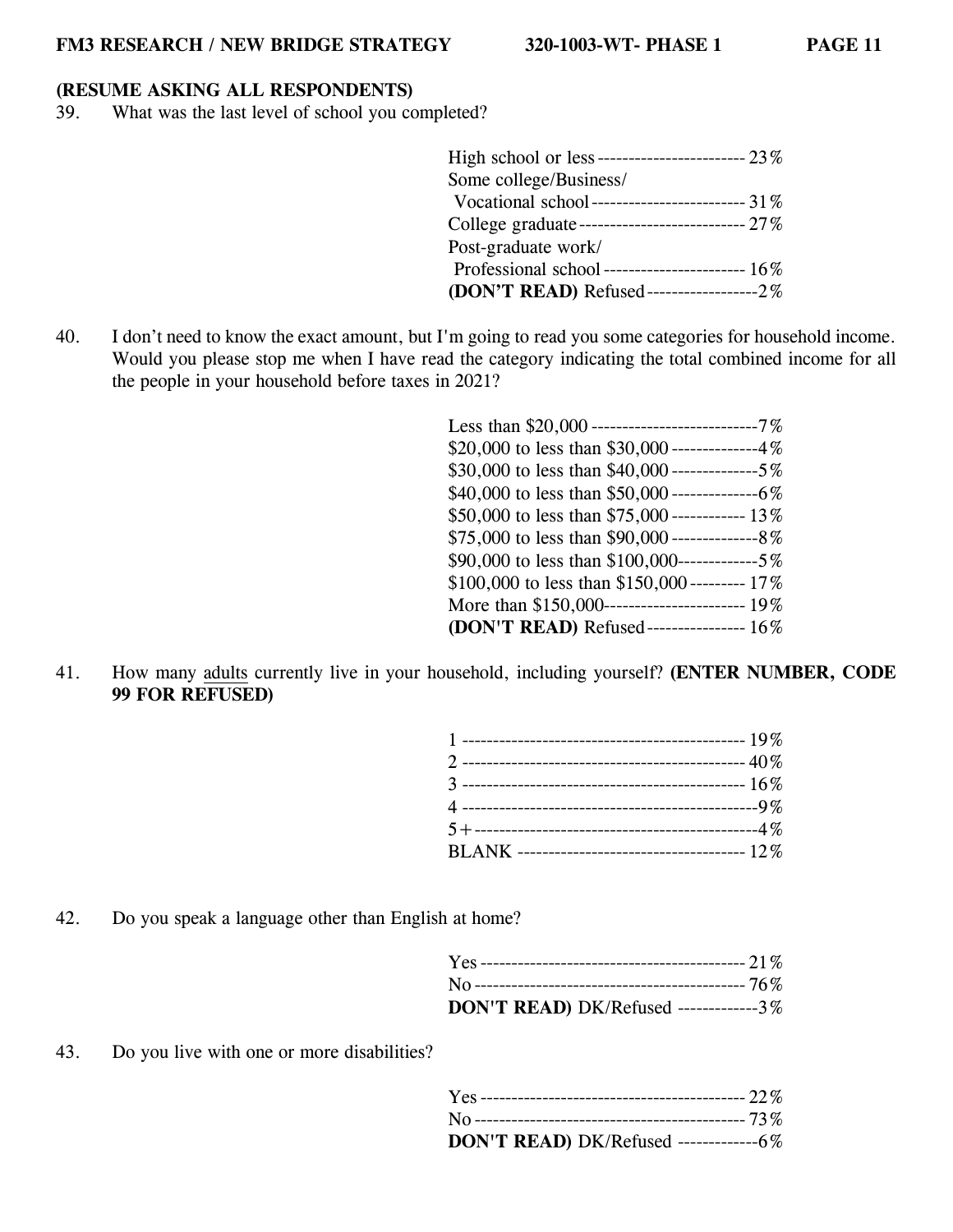**(RESUME ASKING ALL RESPONDENTS)**

39. What was the last level of school you completed?

| | |
|---|---|
| High school or less | 23% |
| Some college/Business/ Vocational school | 31% |
| College graduate | 27% |
| Post-graduate work/ Professional school | 16% |
| **(DON'T READ)** Refused | 2% |

40. I don't need to know the exact amount, but I'm going to read you some categories for household income. Would you please stop me when I have read the category indicating the total combined income for all the people in your household before taxes in 2021?

| | |
|---|---|
| Less than $20,000 | 7% |
| $20,000 to less than $30,000 | 4% |
| $30,000 to less than $40,000 | 5% |
| $40,000 to less than $50,000 | 6% |
| $50,000 to less than $75,000 | 13% |
| $75,000 to less than $90,000 | 8% |
| $90,000 to less than $100,000 | 5% |
| $100,000 to less than $150,000 | 17% |
| More than $150,000 | 19% |
| **(DON'T READ)** Refused | 16% |

41. How many adults currently live in your household, including yourself? **(ENTER NUMBER, CODE 99 FOR REFUSED)**

| | |
|---|---|
| 1 | 19% |
| 2 | 40% |
| 3 | 16% |
| 4 | 9% |
| 5+ | 4% |
| BLANK | 12% |

42. Do you speak a language other than English at home?

| | |
|---|---|
| Yes | 21% |
| No | 76% |
| **DON'T READ)** DK/Refused | 3% |

43. Do you live with one or more disabilities?

| | |
|---|---|
| Yes | 22% |
| No | 73% |
| **DON'T READ)** DK/Refused | 6% |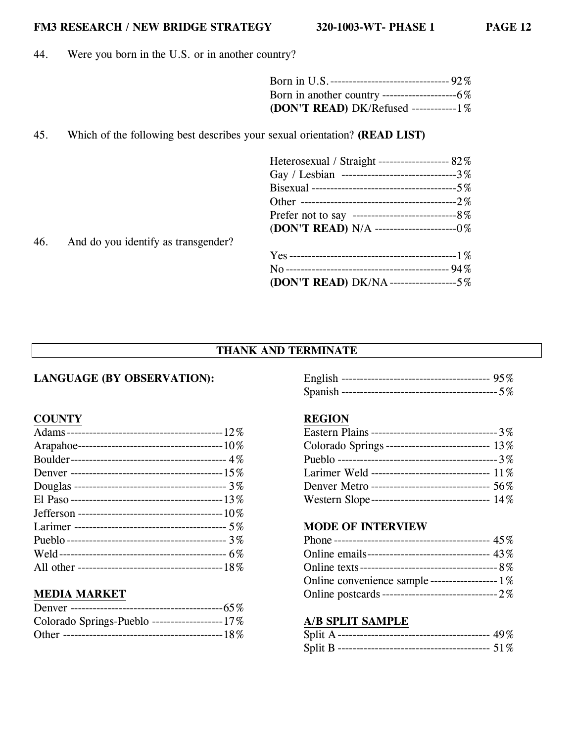44. Were you born in the U.S. or in another country?

| | |
|---|---|
| Born in U.S. | 92% |
| Born in another country | 6% |
| **(DON'T READ)** DK/Refused | 1% |

45. Which of the following best describes your sexual orientation? **(READ LIST)**

| | |
|---|---|
| Heterosexual / Straight | 82% |
| Gay / Lesbian | 3% |
| Bisexual | 5% |
| Other | 2% |
| Prefer not to say | 8% |
| (**DON'T READ)** N/A | 0% |

46. And do you identify as transgender?

| | |
|---|---|
| Yes | 1% |
| No | 94% |
| **(DON'T READ)** DK/NA | 5% |

**THANK AND TERMINATE**

**LANGUAGE (BY OBSERVATION):**

| | |
|---|---|
| English | 95% |
| Spanish | 5% |

**COUNTY**

| | |
|---|---|
| Adams | 12% |
| Arapahoe | 10% |
| Boulder | 4% |
| Denver | 15% |
| Douglas | 3% |
| El Paso | 13% |
| Jefferson | 10% |
| Larimer | 5% |
| Pueblo | 3% |
| Weld | 6% |
| All other | 18% |

**MEDIA MARKET**

| | |
|---|---|
| Denver | 65% |
| Colorado Springs-Pueblo | 17% |
| Other | 18% |

**REGION**

| | |
|---|---|
| Eastern Plains | 3% |
| Colorado Springs | 13% |
| Pueblo | 3% |
| Larimer Weld | 11% |
| Denver Metro | 56% |
| Western Slope | 14% |

**MODE OF INTERVIEW**

| | |
|---|---|
| Phone | 45% |
| Online emails | 43% |
| Online texts | 8% |
| Online convenience sample | 1% |
| Online postcards | 2% |

**A/B SPLIT SAMPLE**

| | |
|---|---|
| Split A | 49% |
| Split B | 51% |